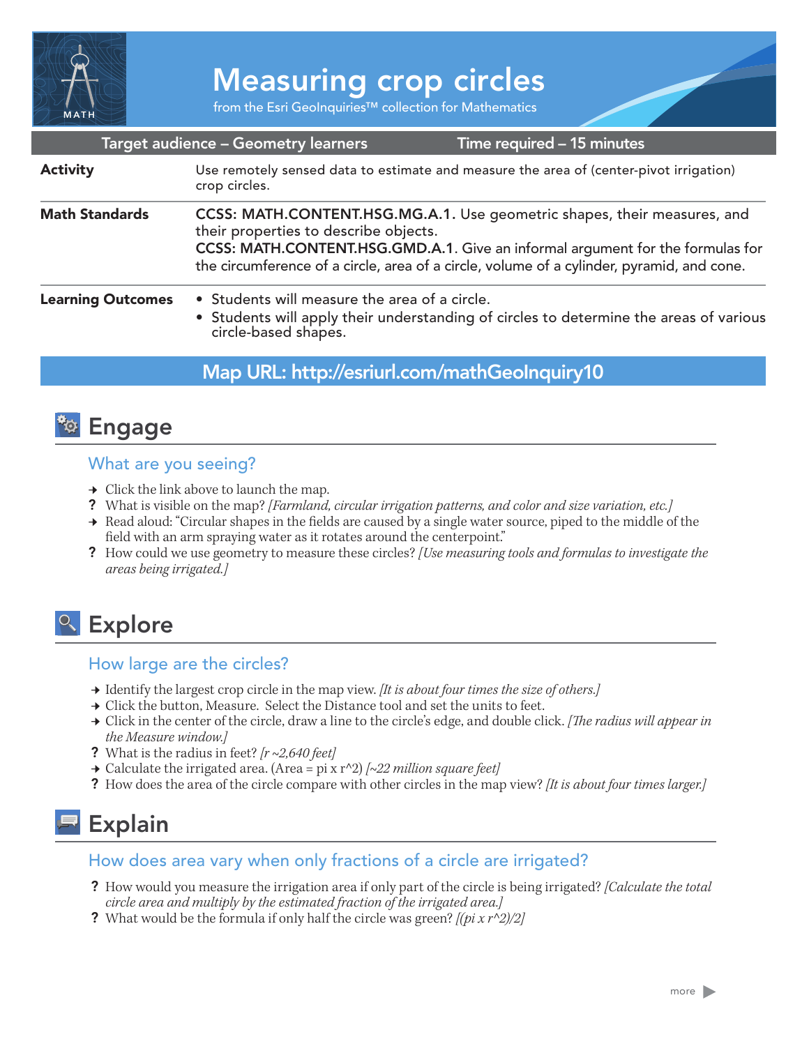# Measuring crop circles

from the Esri GeoInquiries™ collection for Mathematics

| Target audience – Geometry learners | Time required – 15 minutes |
|---|---|

| | |
|---|---|
| **Activity** | Use remotely sensed data to estimate and measure the area of (center-pivot irrigation) crop circles. |
| **Math Standards** | **CCSS: MATH.CONTENT.HSG.MG.A.1.** Use geometric shapes, their measures, and their properties to describe objects.<br>**CCSS: MATH.CONTENT.HSG.GMD.A.1**. Give an informal argument for the formulas for the circumference of a circle, area of a circle, volume of a cylinder, pyramid, and cone. |
| **Learning Outcomes** | • Students will measure the area of a circle.<br>• Students will apply their understanding of circles to determine the areas of various circle-based shapes. |

**Map URL: http://esriurl.com/mathGeoInquiry10**

## Engage

### What are you seeing?

→ Click the link above to launch the map.

? What is visible on the map? *[Farmland, circular irrigation patterns, and color and size variation, etc.]*

→ Read aloud: "Circular shapes in the fields are caused by a single water source, piped to the middle of the field with an arm spraying water as it rotates around the centerpoint."

? How could we use geometry to measure these circles? *[Use measuring tools and formulas to investigate the areas being irrigated.]*

## Explore

### How large are the circles?

→ Identify the largest crop circle in the map view. *[It is about four times the size of others.]*

→ Click the button, Measure. Select the Distance tool and set the units to feet.

→ Click in the center of the circle, draw a line to the circle's edge, and double click. *[The radius will appear in the Measure window.]*

? What is the radius in feet? *[r ~2,640 feet]*

→ Calculate the irrigated area. (Area = pi x r^2) *[~22 million square feet]*

? How does the area of the circle compare with other circles in the map view? *[It is about four times larger.]*

## Explain

### How does area vary when only fractions of a circle are irrigated?

? How would you measure the irrigation area if only part of the circle is being irrigated? *[Calculate the total circle area and multiply by the estimated fraction of the irrigated area.]*

? What would be the formula if only half the circle was green? *[(pi x r^2)/2]*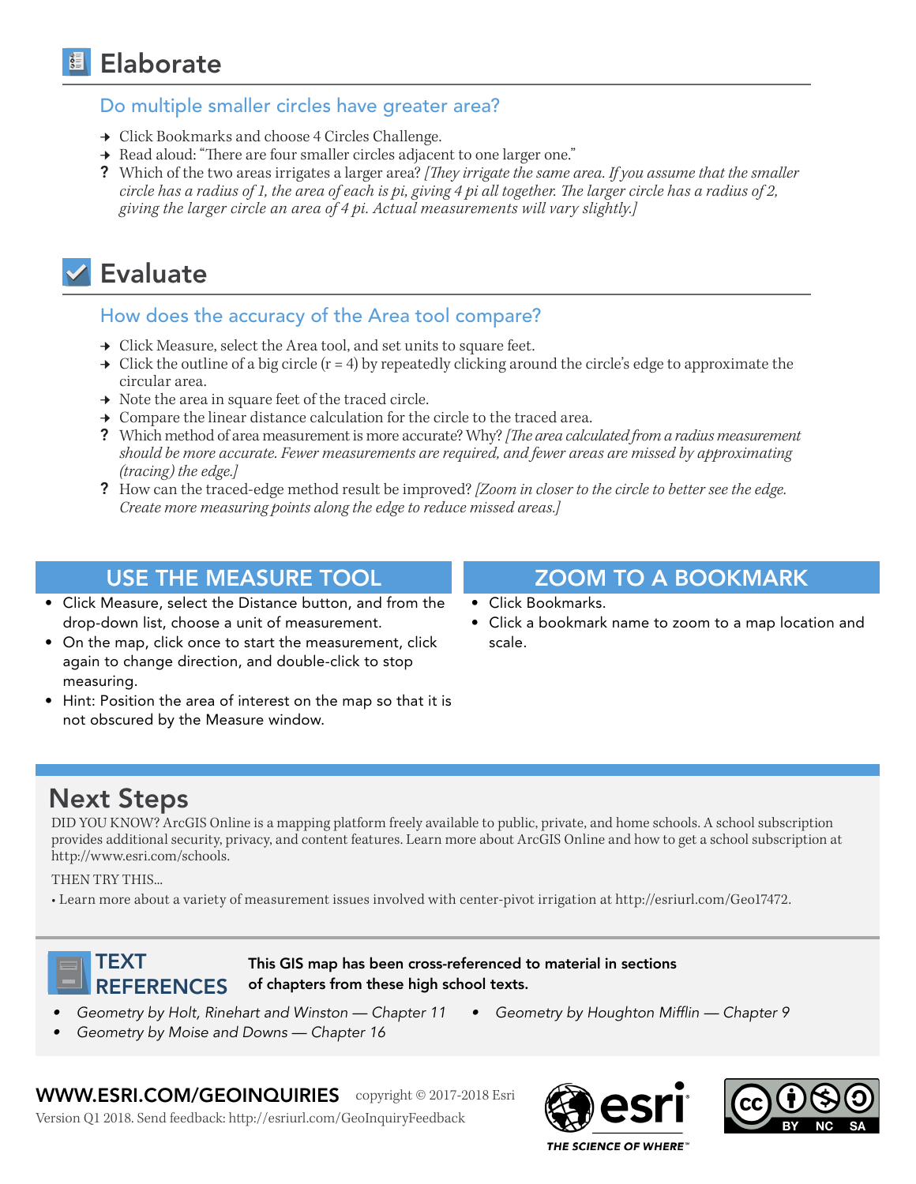# Elaborate

## Do multiple smaller circles have greater area?

→ Click Bookmarks and choose 4 Circles Challenge.

→ Read aloud: "There are four smaller circles adjacent to one larger one."

**?** Which of the two areas irrigates a larger area? *[They irrigate the same area. If you assume that the smaller circle has a radius of 1, the area of each is pi, giving 4 pi all together. The larger circle has a radius of 2, giving the larger circle an area of 4 pi. Actual measurements will vary slightly.]*

# Evaluate

## How does the accuracy of the Area tool compare?

→ Click Measure, select the Area tool, and set units to square feet.

→ Click the outline of a big circle (r = 4) by repeatedly clicking around the circle's edge to approximate the circular area.

→ Note the area in square feet of the traced circle.

→ Compare the linear distance calculation for the circle to the traced area.

**?** Which method of area measurement is more accurate? Why? *[The area calculated from a radius measurement should be more accurate. Fewer measurements are required, and fewer areas are missed by approximating (tracing) the edge.]*

**?** How can the traced-edge method result be improved? *[Zoom in closer to the circle to better see the edge. Create more measuring points along the edge to reduce missed areas.]*

## USE THE MEASURE TOOL

- Click Measure, select the Distance button, and from the drop-down list, choose a unit of measurement.
- On the map, click once to start the measurement, click again to change direction, and double-click to stop measuring.
- Hint: Position the area of interest on the map so that it is not obscured by the Measure window.

## ZOOM TO A BOOKMARK

- Click Bookmarks.
- Click a bookmark name to zoom to a map location and scale.

## Next Steps

DID YOU KNOW? ArcGIS Online is a mapping platform freely available to public, private, and home schools. A school subscription provides additional security, privacy, and content features. Learn more about ArcGIS Online and how to get a school subscription at http://www.esri.com/schools.

THEN TRY THIS...

- Learn more about a variety of measurement issues involved with center-pivot irrigation at http://esriurl.com/Geo17472.

## TEXT REFERENCES

**This GIS map has been cross-referenced to material in sections of chapters from these high school texts.**

- *Geometry by Holt, Rinehart and Winston — Chapter 11*
- *Geometry by Moise and Downs — Chapter 16*
- *Geometry by Houghton Mifflin — Chapter 9*

**WWW.ESRI.COM/GEOINQUIRIES** copyright © 2017-2018 Esri

Version Q1 2018. Send feedback: http://esriurl.com/GeoInquiryFeedback

esri THE SCIENCE OF WHERE

CC BY NC SA